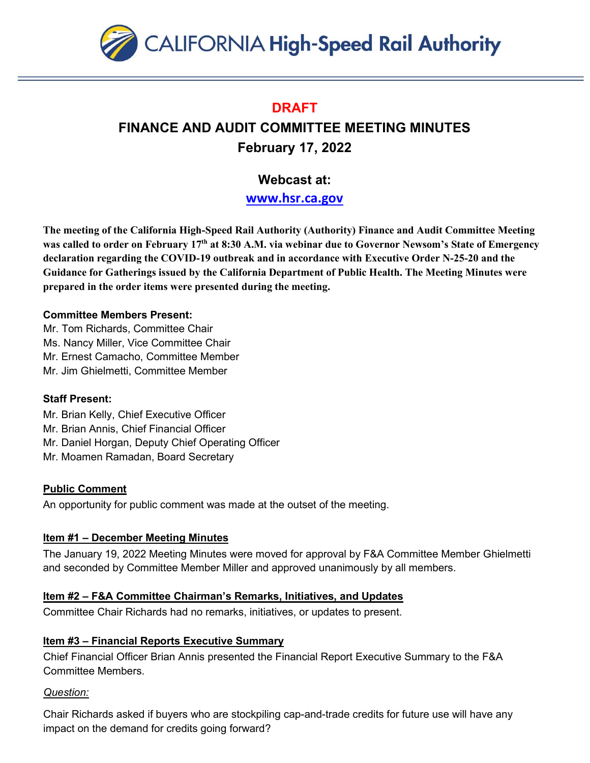CALIFORNIA High-Speed Rail Authority

# DRAFT

# FINANCE AND AUDIT COMMITTEE MEETING MINUTES

## February 17, 2022

### Webcast at:

### www.hsr.ca.gov

**The meeting of the California High-Speed Rail Authority (Authority) Finance and Audit Committee Meeting was called to order on February 17th at 8:30 A.M. via webinar due to Governor Newsom's State of Emergency declaration regarding the COVID-19 outbreak and in accordance with Executive Order N-25-20 and the Guidance for Gatherings issued by the California Department of Public Health. The Meeting Minutes were prepared in the order items were presented during the meeting.**

**Committee Members Present:**

Mr. Tom Richards, Committee Chair
Ms. Nancy Miller, Vice Committee Chair
Mr. Ernest Camacho, Committee Member
Mr. Jim Ghielmetti, Committee Member

**Staff Present:**

Mr. Brian Kelly, Chief Executive Officer
Mr. Brian Annis, Chief Financial Officer
Mr. Daniel Horgan, Deputy Chief Operating Officer
Mr. Moamen Ramadan, Board Secretary

**Public Comment**

An opportunity for public comment was made at the outset of the meeting.

**Item #1 – December Meeting Minutes**

The January 19, 2022 Meeting Minutes were moved for approval by F&A Committee Member Ghielmetti and seconded by Committee Member Miller and approved unanimously by all members.

**Item #2 – F&A Committee Chairman's Remarks, Initiatives, and Updates**

Committee Chair Richards had no remarks, initiatives, or updates to present.

**Item #3 – Financial Reports Executive Summary**

Chief Financial Officer Brian Annis presented the Financial Report Executive Summary to the F&A Committee Members.

*Question:*

Chair Richards asked if buyers who are stockpiling cap-and-trade credits for future use will have any impact on the demand for credits going forward?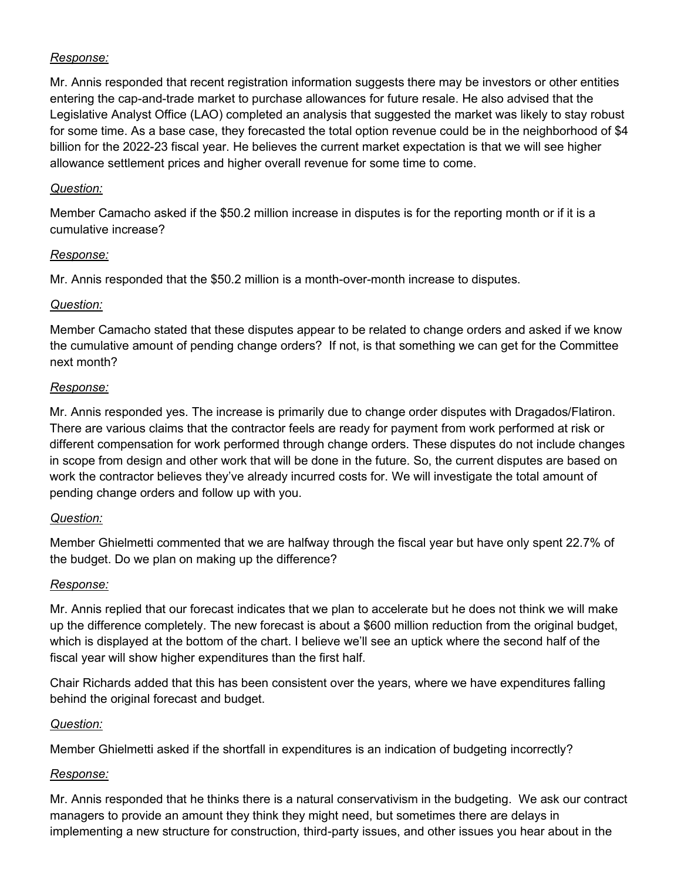*Response:*

Mr. Annis responded that recent registration information suggests there may be investors or other entities entering the cap-and-trade market to purchase allowances for future resale. He also advised that the Legislative Analyst Office (LAO) completed an analysis that suggested the market was likely to stay robust for some time. As a base case, they forecasted the total option revenue could be in the neighborhood of $4 billion for the 2022-23 fiscal year. He believes the current market expectation is that we will see higher allowance settlement prices and higher overall revenue for some time to come.

*Question:*

Member Camacho asked if the $50.2 million increase in disputes is for the reporting month or if it is a cumulative increase?

*Response:*

Mr. Annis responded that the $50.2 million is a month-over-month increase to disputes.

*Question:*

Member Camacho stated that these disputes appear to be related to change orders and asked if we know the cumulative amount of pending change orders? If not, is that something we can get for the Committee next month?

*Response:*

Mr. Annis responded yes. The increase is primarily due to change order disputes with Dragados/Flatiron. There are various claims that the contractor feels are ready for payment from work performed at risk or different compensation for work performed through change orders. These disputes do not include changes in scope from design and other work that will be done in the future. So, the current disputes are based on work the contractor believes they've already incurred costs for. We will investigate the total amount of pending change orders and follow up with you.

*Question:*

Member Ghielmetti commented that we are halfway through the fiscal year but have only spent 22.7% of the budget. Do we plan on making up the difference?

*Response:*

Mr. Annis replied that our forecast indicates that we plan to accelerate but he does not think we will make up the difference completely. The new forecast is about a $600 million reduction from the original budget, which is displayed at the bottom of the chart. I believe we'll see an uptick where the second half of the fiscal year will show higher expenditures than the first half.

Chair Richards added that this has been consistent over the years, where we have expenditures falling behind the original forecast and budget.

*Question:*

Member Ghielmetti asked if the shortfall in expenditures is an indication of budgeting incorrectly?

*Response:*

Mr. Annis responded that he thinks there is a natural conservativism in the budgeting. We ask our contract managers to provide an amount they think they might need, but sometimes there are delays in implementing a new structure for construction, third-party issues, and other issues you hear about in the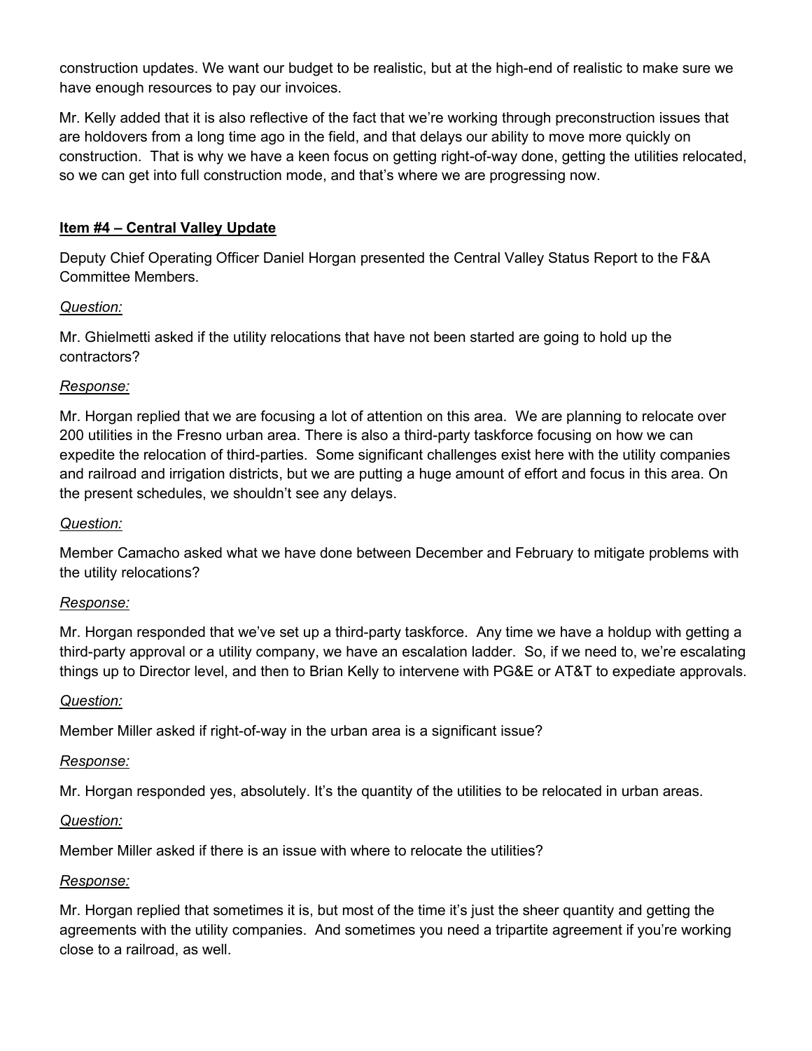construction updates. We want our budget to be realistic, but at the high-end of realistic to make sure we have enough resources to pay our invoices.

Mr. Kelly added that it is also reflective of the fact that we're working through preconstruction issues that are holdovers from a long time ago in the field, and that delays our ability to move more quickly on construction. That is why we have a keen focus on getting right-of-way done, getting the utilities relocated, so we can get into full construction mode, and that's where we are progressing now.

**Item #4 – Central Valley Update**

Deputy Chief Operating Officer Daniel Horgan presented the Central Valley Status Report to the F&A Committee Members.

*Question:*

Mr. Ghielmetti asked if the utility relocations that have not been started are going to hold up the contractors?

*Response:*

Mr. Horgan replied that we are focusing a lot of attention on this area. We are planning to relocate over 200 utilities in the Fresno urban area. There is also a third-party taskforce focusing on how we can expedite the relocation of third-parties. Some significant challenges exist here with the utility companies and railroad and irrigation districts, but we are putting a huge amount of effort and focus in this area. On the present schedules, we shouldn't see any delays.

*Question:*

Member Camacho asked what we have done between December and February to mitigate problems with the utility relocations?

*Response:*

Mr. Horgan responded that we've set up a third-party taskforce. Any time we have a holdup with getting a third-party approval or a utility company, we have an escalation ladder. So, if we need to, we're escalating things up to Director level, and then to Brian Kelly to intervene with PG&E or AT&T to expediate approvals.

*Question:*

Member Miller asked if right-of-way in the urban area is a significant issue?

*Response:*

Mr. Horgan responded yes, absolutely. It's the quantity of the utilities to be relocated in urban areas.

*Question:*

Member Miller asked if there is an issue with where to relocate the utilities?

*Response:*

Mr. Horgan replied that sometimes it is, but most of the time it's just the sheer quantity and getting the agreements with the utility companies. And sometimes you need a tripartite agreement if you're working close to a railroad, as well.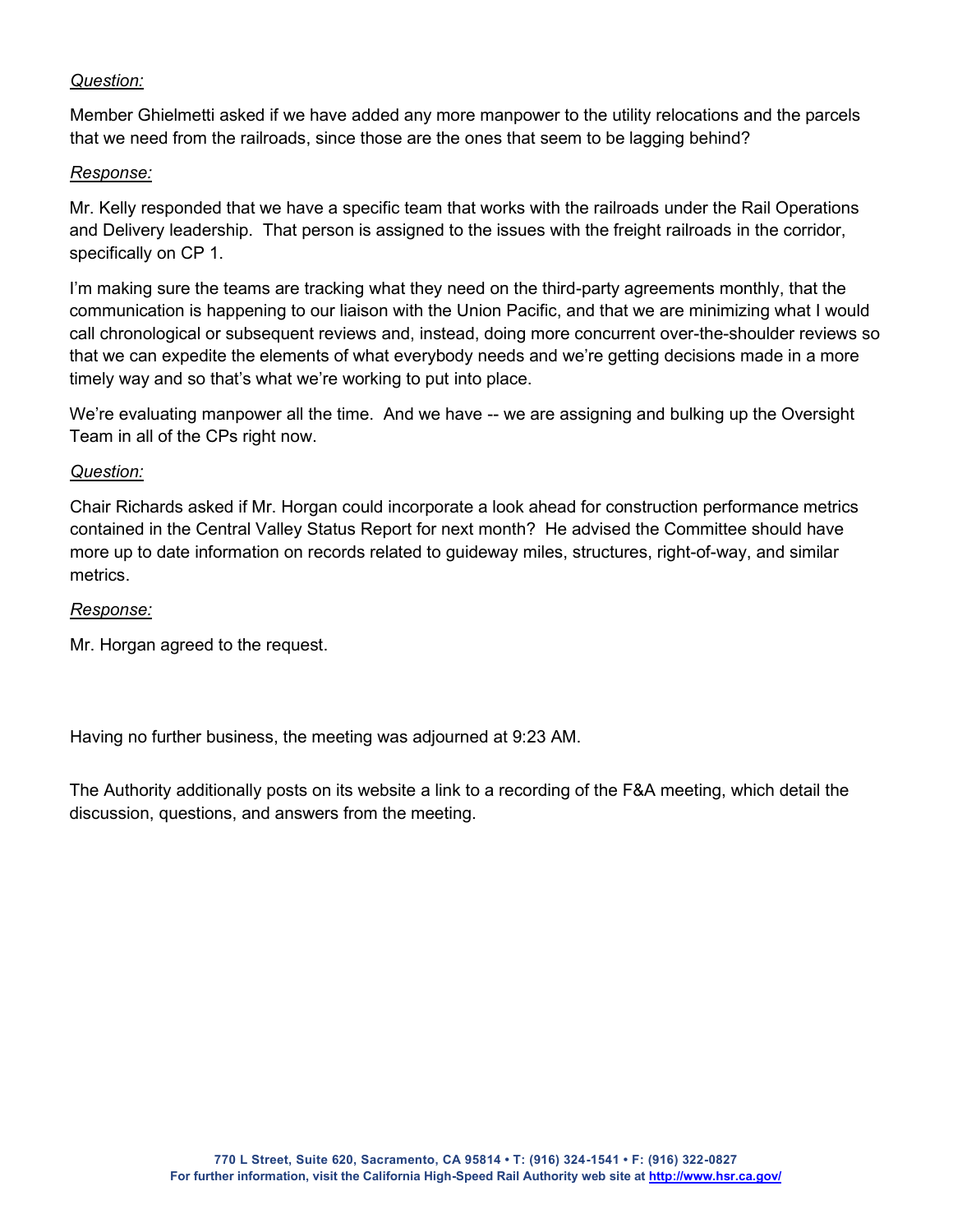*Question:*

Member Ghielmetti asked if we have added any more manpower to the utility relocations and the parcels that we need from the railroads, since those are the ones that seem to be lagging behind?

*Response:*

Mr. Kelly responded that we have a specific team that works with the railroads under the Rail Operations and Delivery leadership. That person is assigned to the issues with the freight railroads in the corridor, specifically on CP 1.

I'm making sure the teams are tracking what they need on the third-party agreements monthly, that the communication is happening to our liaison with the Union Pacific, and that we are minimizing what I would call chronological or subsequent reviews and, instead, doing more concurrent over-the-shoulder reviews so that we can expedite the elements of what everybody needs and we're getting decisions made in a more timely way and so that's what we're working to put into place.

We're evaluating manpower all the time. And we have -- we are assigning and bulking up the Oversight Team in all of the CPs right now.

*Question:*

Chair Richards asked if Mr. Horgan could incorporate a look ahead for construction performance metrics contained in the Central Valley Status Report for next month? He advised the Committee should have more up to date information on records related to guideway miles, structures, right-of-way, and similar metrics.

*Response:*

Mr. Horgan agreed to the request.

Having no further business, the meeting was adjourned at 9:23 AM.

The Authority additionally posts on its website a link to a recording of the F&A meeting, which detail the discussion, questions, and answers from the meeting.

**770 L Street, Suite 620, Sacramento, CA 95814 • T: (916) 324-1541 • F: (916) 322-0827**
**For further information, visit the California High-Speed Rail Authority web site at [http://www.hsr.ca.gov/](http://www.hsr.ca.gov/)**